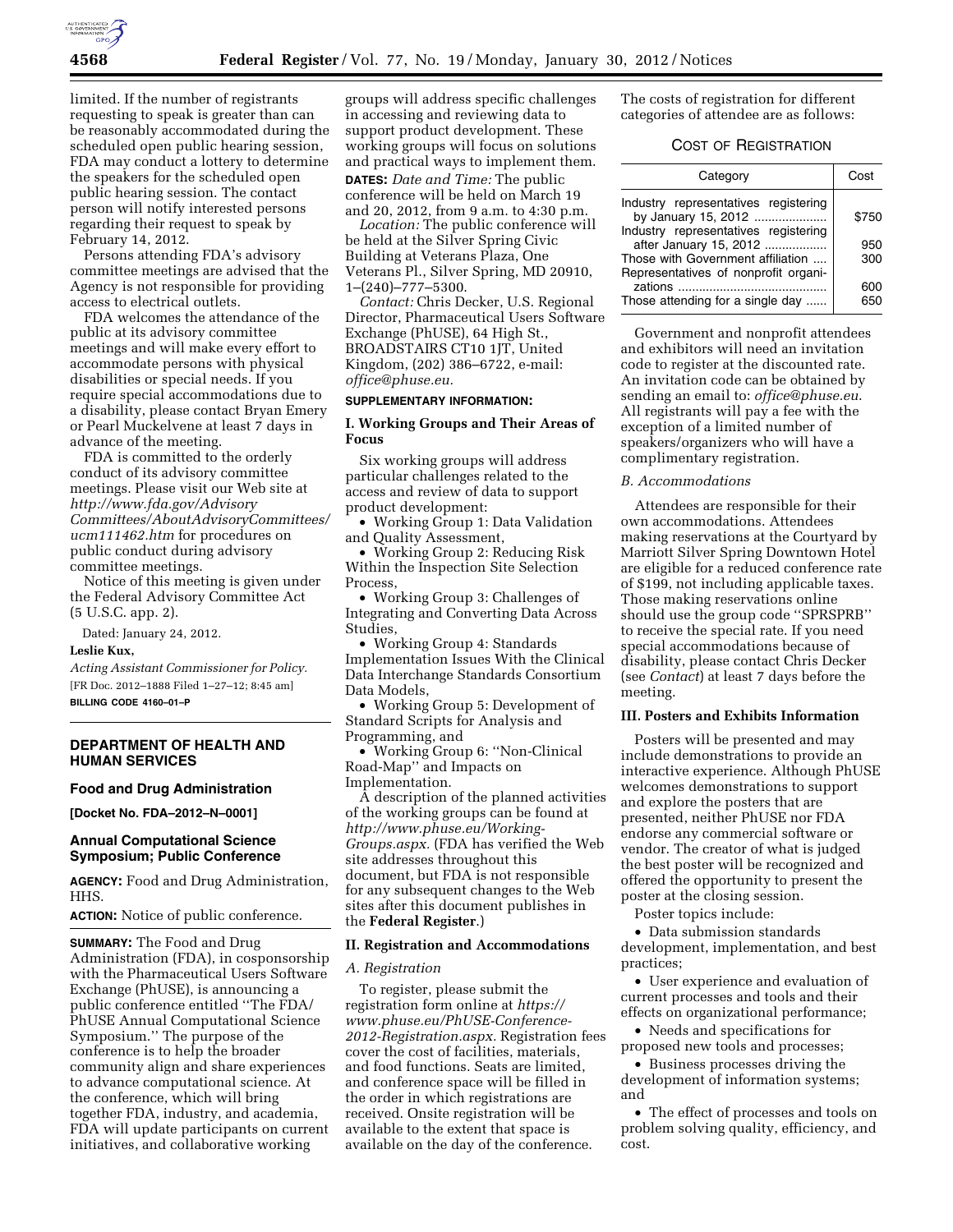limited. If the number of registrants requesting to speak is greater than can be reasonably accommodated during the scheduled open public hearing session, FDA may conduct a lottery to determine the speakers for the scheduled open public hearing session. The contact person will notify interested persons regarding their request to speak by February 14, 2012.

Persons attending FDA's advisory committee meetings are advised that the Agency is not responsible for providing access to electrical outlets.

FDA welcomes the attendance of the public at its advisory committee meetings and will make every effort to accommodate persons with physical disabilities or special needs. If you require special accommodations due to a disability, please contact Bryan Emery or Pearl Muckelvene at least 7 days in advance of the meeting.

FDA is committed to the orderly conduct of its advisory committee meetings. Please visit our Web site at *http://www.fda.gov/AdvisoryCommittees/AboutAdvisoryCommittees/ucm111462.htm* for procedures on public conduct during advisory committee meetings.

Notice of this meeting is given under the Federal Advisory Committee Act (5 U.S.C. app. 2).

Dated: January 24, 2012.

**Leslie Kux,**

*Acting Assistant Commissioner for Policy.*

[FR Doc. 2012–1888 Filed 1–27–12; 8:45 am]

**BILLING CODE 4160–01–P**

---

## DEPARTMENT OF HEALTH AND HUMAN SERVICES

### Food and Drug Administration

**[Docket No. FDA–2012–N–0001]**

### Annual Computational Science Symposium; Public Conference

**AGENCY:** Food and Drug Administration, HHS.

**ACTION:** Notice of public conference.

**SUMMARY:** The Food and Drug Administration (FDA), in cosponsorship with the Pharmaceutical Users Software Exchange (PhUSE), is announcing a public conference entitled ''The FDA/PhUSE Annual Computational Science Symposium.'' The purpose of the conference is to help the broader community align and share experiences to advance computational science. At the conference, which will bring together FDA, industry, and academia, FDA will update participants on current initiatives, and collaborative working groups will address specific challenges in accessing and reviewing data to support product development. These working groups will focus on solutions and practical ways to implement them.

**DATES:** *Date and Time:* The public conference will be held on March 19 and 20, 2012, from 9 a.m. to 4:30 p.m.

*Location:* The public conference will be held at the Silver Spring Civic Building at Veterans Plaza, One Veterans Pl., Silver Spring, MD 20910, 1–(240)–777–5300.

*Contact:* Chris Decker, U.S. Regional Director, Pharmaceutical Users Software Exchange (PhUSE), 64 High St., BROADSTAIRS CT10 1JT, United Kingdom, (202) 386–6722, e-mail: *office@phuse.eu.*

**SUPPLEMENTARY INFORMATION:**

**I. Working Groups and Their Areas of Focus**

Six working groups will address particular challenges related to the access and review of data to support product development:

- Working Group 1: Data Validation and Quality Assessment,
- Working Group 2: Reducing Risk Within the Inspection Site Selection Process,
- Working Group 3: Challenges of Integrating and Converting Data Across Studies,
- Working Group 4: Standards Implementation Issues With the Clinical Data Interchange Standards Consortium Data Models,
- Working Group 5: Development of Standard Scripts for Analysis and Programming, and
- Working Group 6: ''Non-Clinical Road-Map'' and Impacts on Implementation.

A description of the planned activities of the working groups can be found at *http://www.phuse.eu/Working-Groups.aspx.* (FDA has verified the Web site addresses throughout this document, but FDA is not responsible for any subsequent changes to the Web sites after this document publishes in the **Federal Register**.)

**II. Registration and Accommodations**

*A. Registration*

To register, please submit the registration form online at *https://www.phuse.eu/PhUSE-Conference-2012-Registration.aspx.* Registration fees cover the cost of facilities, materials, and food functions. Seats are limited, and conference space will be filled in the order in which registrations are received. Onsite registration will be available to the extent that space is available on the day of the conference. The costs of registration for different categories of attendee are as follows:

COST OF REGISTRATION

| Category | Cost |
| --- | --- |
| Industry representatives registering by January 15, 2012 | $750 |
| Industry representatives registering after January 15, 2012 | 950 |
| Those with Government affiliation | 300 |
| Representatives of nonprofit organizations | 600 |
| Those attending for a single day | 650 |

Government and nonprofit attendees and exhibitors will need an invitation code to register at the discounted rate. An invitation code can be obtained by sending an email to: *office@phuse.eu.* All registrants will pay a fee with the exception of a limited number of speakers/organizers who will have a complimentary registration.

*B. Accommodations*

Attendees are responsible for their own accommodations. Attendees making reservations at the Courtyard by Marriott Silver Spring Downtown Hotel are eligible for a reduced conference rate of $199, not including applicable taxes. Those making reservations online should use the group code ''SPRSPRB'' to receive the special rate. If you need special accommodations because of disability, please contact Chris Decker (see *Contact*) at least 7 days before the meeting.

**III. Posters and Exhibits Information**

Posters will be presented and may include demonstrations to provide an interactive experience. Although PhUSE welcomes demonstrations to support and explore the posters that are presented, neither PhUSE nor FDA endorse any commercial software or vendor. The creator of what is judged the best poster will be recognized and offered the opportunity to present the poster at the closing session.

Poster topics include:

- Data submission standards development, implementation, and best practices;
- User experience and evaluation of current processes and tools and their effects on organizational performance;
- Needs and specifications for proposed new tools and processes;
- Business processes driving the development of information systems; and
- The effect of processes and tools on problem solving quality, efficiency, and cost.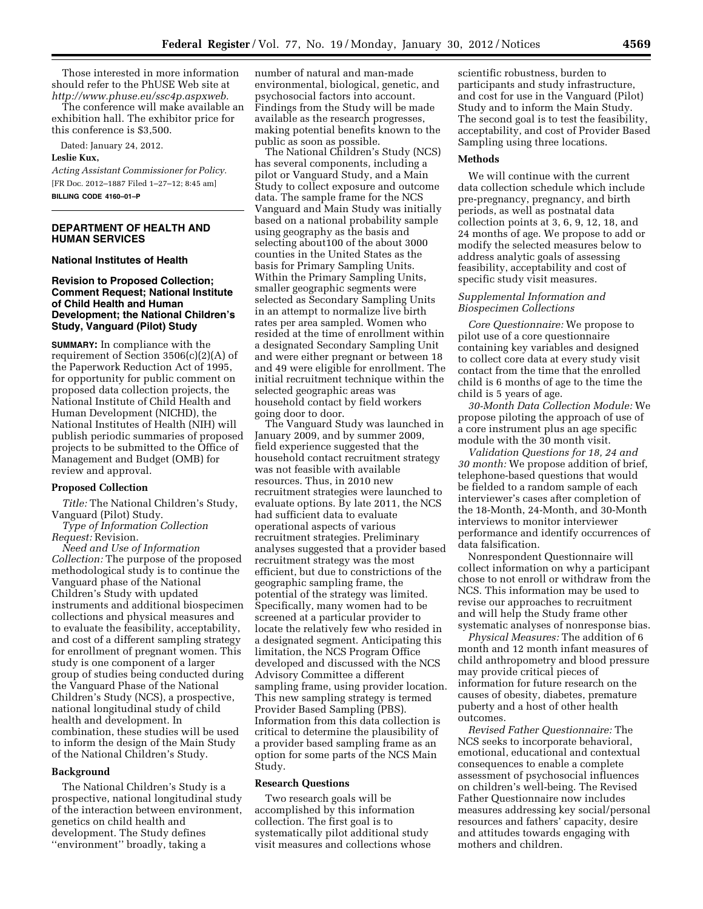Those interested in more information should refer to the PhUSE Web site at *http://www.phuse.eu/ssc4p.aspxweb.*

The conference will make available an exhibition hall. The exhibitor price for this conference is $3,500.

Dated: January 24, 2012.

**Leslie Kux,**

*Acting Assistant Commissioner for Policy.*

[FR Doc. 2012–1887 Filed 1–27–12; 8:45 am]

**BILLING CODE 4160–01–P**

---

## DEPARTMENT OF HEALTH AND HUMAN SERVICES

### National Institutes of Health

### Revision to Proposed Collection; Comment Request; National Institute of Child Health and Human Development; the National Children's Study, Vanguard (Pilot) Study

**SUMMARY:** In compliance with the requirement of Section 3506(c)(2)(A) of the Paperwork Reduction Act of 1995, for opportunity for public comment on proposed data collection projects, the National Institute of Child Health and Human Development (NICHD), the National Institutes of Health (NIH) will publish periodic summaries of proposed projects to be submitted to the Office of Management and Budget (OMB) for review and approval.

#### Proposed Collection

*Title:* The National Children's Study, Vanguard (Pilot) Study.

*Type of Information Collection Request:* Revision.

*Need and Use of Information Collection:* The purpose of the proposed methodological study is to continue the Vanguard phase of the National Children's Study with updated instruments and additional biospecimen collections and physical measures and to evaluate the feasibility, acceptability, and cost of a different sampling strategy for enrollment of pregnant women. This study is one component of a larger group of studies being conducted during the Vanguard Phase of the National Children's Study (NCS), a prospective, national longitudinal study of child health and development. In combination, these studies will be used to inform the design of the Main Study of the National Children's Study.

#### Background

The National Children's Study is a prospective, national longitudinal study of the interaction between environment, genetics on child health and development. The Study defines ''environment'' broadly, taking a number of natural and man-made environmental, biological, genetic, and psychosocial factors into account. Findings from the Study will be made available as the research progresses, making potential benefits known to the public as soon as possible.

The National Children's Study (NCS) has several components, including a pilot or Vanguard Study, and a Main Study to collect exposure and outcome data. The sample frame for the NCS Vanguard and Main Study was initially based on a national probability sample using geography as the basis and selecting about100 of the about 3000 counties in the United States as the basis for Primary Sampling Units. Within the Primary Sampling Units, smaller geographic segments were selected as Secondary Sampling Units in an attempt to normalize live birth rates per area sampled. Women who resided at the time of enrollment within a designated Secondary Sampling Unit and were either pregnant or between 18 and 49 were eligible for enrollment. The initial recruitment technique within the selected geographic areas was household contact by field workers going door to door.

The Vanguard Study was launched in January 2009, and by summer 2009, field experience suggested that the household contact recruitment strategy was not feasible with available resources. Thus, in 2010 new recruitment strategies were launched to evaluate options. By late 2011, the NCS had sufficient data to evaluate operational aspects of various recruitment strategies. Preliminary analyses suggested that a provider based recruitment strategy was the most efficient, but due to constrictions of the geographic sampling frame, the potential of the strategy was limited. Specifically, many women had to be screened at a particular provider to locate the relatively few who resided in a designated segment. Anticipating this limitation, the NCS Program Office developed and discussed with the NCS Advisory Committee a different sampling frame, using provider location. This new sampling strategy is termed Provider Based Sampling (PBS). Information from this data collection is critical to determine the plausibility of a provider based sampling frame as an option for some parts of the NCS Main Study.

#### Research Questions

Two research goals will be accomplished by this information collection. The first goal is to systematically pilot additional study visit measures and collections whose scientific robustness, burden to participants and study infrastructure, and cost for use in the Vanguard (Pilot) Study and to inform the Main Study. The second goal is to test the feasibility, acceptability, and cost of Provider Based Sampling using three locations.

#### Methods

We will continue with the current data collection schedule which include pre-pregnancy, pregnancy, and birth periods, as well as postnatal data collection points at 3, 6, 9, 12, 18, and 24 months of age. We propose to add or modify the selected measures below to address analytic goals of assessing feasibility, acceptability and cost of specific study visit measures.

##### *Supplemental Information and Biospecimen Collections*

*Core Questionnaire:* We propose to pilot use of a core questionnaire containing key variables and designed to collect core data at every study visit contact from the time that the enrolled child is 6 months of age to the time the child is 5 years of age.

*30-Month Data Collection Module:* We propose piloting the approach of use of a core instrument plus an age specific module with the 30 month visit.

*Validation Questions for 18, 24 and 30 month:* We propose addition of brief, telephone-based questions that would be fielded to a random sample of each interviewer's cases after completion of the 18-Month, 24-Month, and 30-Month interviews to monitor interviewer performance and identify occurrences of data falsification.

Nonrespondent Questionnaire will collect information on why a participant chose to not enroll or withdraw from the NCS. This information may be used to revise our approaches to recruitment and will help the Study frame other systematic analyses of nonresponse bias.

*Physical Measures:* The addition of 6 month and 12 month infant measures of child anthropometry and blood pressure may provide critical pieces of information for future research on the causes of obesity, diabetes, premature puberty and a host of other health outcomes.

*Revised Father Questionnaire:* The NCS seeks to incorporate behavioral, emotional, educational and contextual consequences to enable a complete assessment of psychosocial influences on children's well-being. The Revised Father Questionnaire now includes measures addressing key social/personal resources and fathers' capacity, desire and attitudes towards engaging with mothers and children.